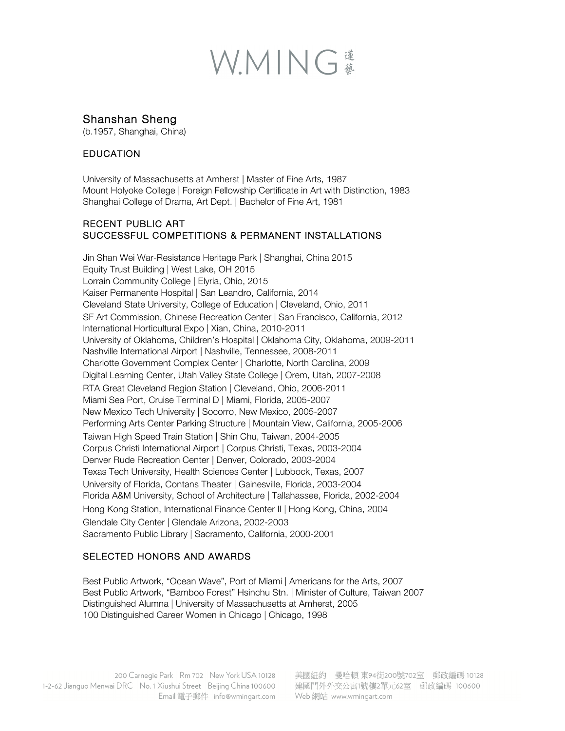# W.MING 蓮藝

## Shanshan Sheng

(b.1957, Shanghai, China)

### EDUCATION

University of Massachusetts at Amherst | Master of Fine Arts, 1987
Mount Holyoke College | Foreign Fellowship Certificate in Art with Distinction, 1983
Shanghai College of Drama, Art Dept. | Bachelor of Fine Art, 1981

### RECENT PUBLIC ART
### SUCCESSFUL COMPETITIONS & PERMANENT INSTALLATIONS

Jin Shan Wei War-Resistance Heritage Park | Shanghai, China 2015
Equity Trust Building | West Lake, OH 2015
Lorrain Community College | Elyria, Ohio, 2015
Kaiser Permanente Hospital | San Leandro, California, 2014
Cleveland State University, College of Education | Cleveland, Ohio, 2011
SF Art Commission, Chinese Recreation Center | San Francisco, California, 2012
International Horticultural Expo | Xian, China, 2010-2011
University of Oklahoma, Children's Hospital | Oklahoma City, Oklahoma, 2009-2011
Nashville International Airport | Nashville, Tennessee, 2008-2011
Charlotte Government Complex Center | Charlotte, North Carolina, 2009
Digital Learning Center, Utah Valley State College | Orem, Utah, 2007-2008
RTA Great Cleveland Region Station | Cleveland, Ohio, 2006-2011
Miami Sea Port, Cruise Terminal D | Miami, Florida, 2005-2007
New Mexico Tech University | Socorro, New Mexico, 2005-2007
Performing Arts Center Parking Structure | Mountain View, California, 2005-2006
Taiwan High Speed Train Station | Shin Chu, Taiwan, 2004-2005
Corpus Christi International Airport | Corpus Christi, Texas, 2003-2004
Denver Rude Recreation Center | Denver, Colorado, 2003-2004
Texas Tech University, Health Sciences Center | Lubbock, Texas, 2007
University of Florida, Contans Theater | Gainesville, Florida, 2003-2004
Florida A&M University, School of Architecture | Tallahassee, Florida, 2002-2004
Hong Kong Station, International Finance Center II | Hong Kong, China, 2004
Glendale City Center | Glendale Arizona, 2002-2003
Sacramento Public Library | Sacramento, California, 2000-2001

### SELECTED HONORS AND AWARDS

Best Public Artwork, "Ocean Wave", Port of Miami | Americans for the Arts, 2007
Best Public Artwork, "Bamboo Forest" Hsinchu Stn. | Minister of Culture, Taiwan 2007
Distinguished Alumna | University of Massachusetts at Amherst, 2005
100 Distinguished Career Women in Chicago | Chicago, 1998

200 Carnegie Park Rm 702 New York USA 10128
1-2-62 Jianguo Menwai DRC No. 1 Xiushui Street Beijing China 100600
Email 電子郵件 info@wmingart.com

美國紐約 曼哈頓 東94街200號702室 郵政編碼 10128
建國門外外交公寓1號樓2單元62室 郵政編碼 100600
Web 網站 www.wmingart.com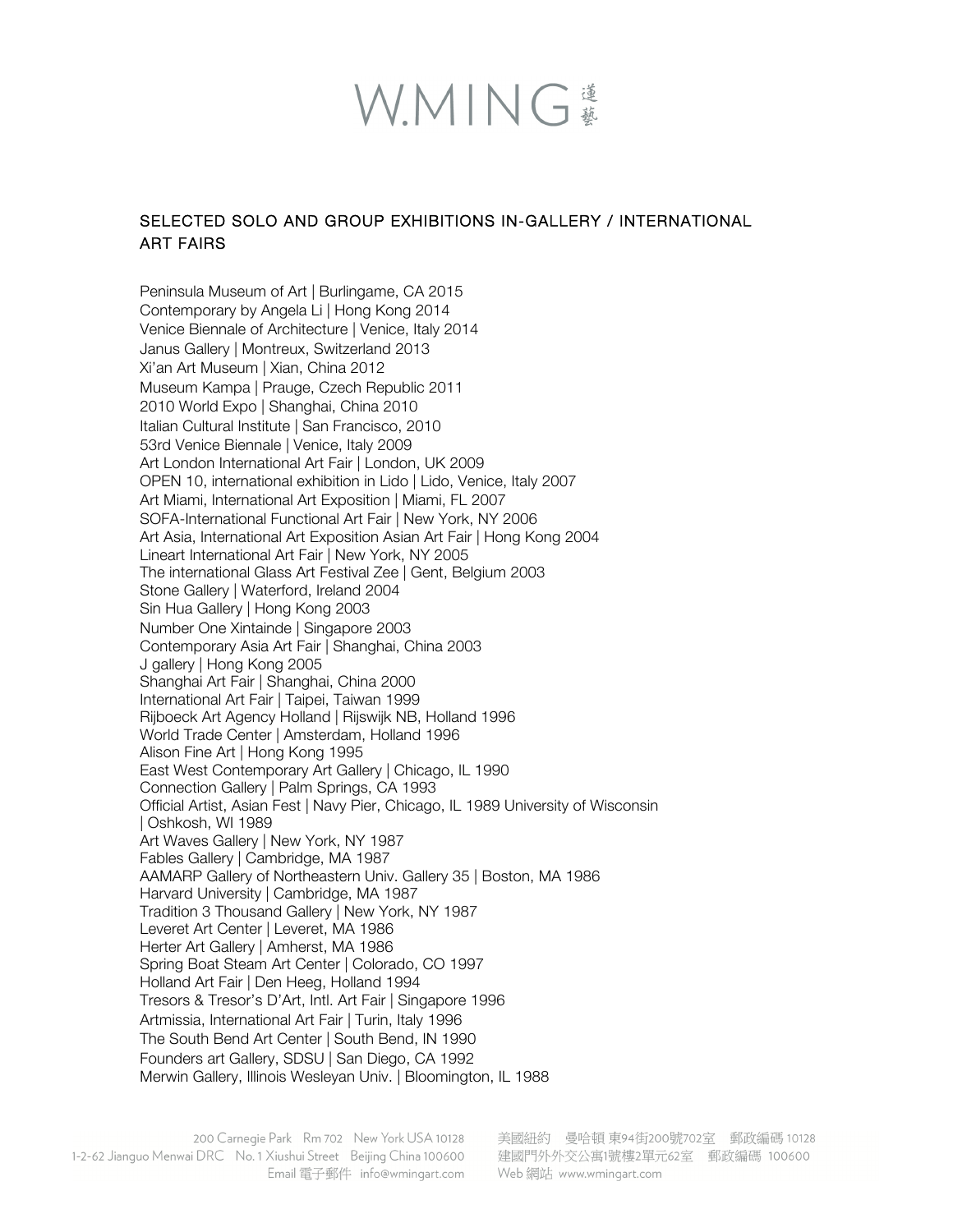## SELECTED SOLO AND GROUP EXHIBITIONS IN-GALLERY / INTERNATIONAL ART FAIRS

Peninsula Museum of Art | Burlingame, CA 2015
Contemporary by Angela Li | Hong Kong 2014
Venice Biennale of Architecture | Venice, Italy 2014
Janus Gallery | Montreux, Switzerland 2013
Xi'an Art Museum | Xian, China 2012
Museum Kampa | Prauge, Czech Republic 2011
2010 World Expo | Shanghai, China 2010
Italian Cultural Institute | San Francisco, 2010
53rd Venice Biennale | Venice, Italy 2009
Art London International Art Fair | London, UK 2009
OPEN 10, international exhibition in Lido | Lido, Venice, Italy 2007
Art Miami, International Art Exposition | Miami, FL 2007
SOFA-International Functional Art Fair | New York, NY 2006
Art Asia, International Art Exposition Asian Art Fair | Hong Kong 2004
Lineart International Art Fair | New York, NY 2005
The international Glass Art Festival Zee | Gent, Belgium 2003
Stone Gallery | Waterford, Ireland 2004
Sin Hua Gallery | Hong Kong 2003
Number One Xintainde | Singapore 2003
Contemporary Asia Art Fair | Shanghai, China 2003
J gallery | Hong Kong 2005
Shanghai Art Fair | Shanghai, China 2000
International Art Fair | Taipei, Taiwan 1999
Rijboeck Art Agency Holland | Rijswijk NB, Holland 1996
World Trade Center | Amsterdam, Holland 1996
Alison Fine Art | Hong Kong 1995
East West Contemporary Art Gallery | Chicago, IL 1990
Connection Gallery | Palm Springs, CA 1993
Official Artist, Asian Fest | Navy Pier, Chicago, IL 1989 University of Wisconsin | Oshkosh, WI 1989
Art Waves Gallery | New York, NY 1987
Fables Gallery | Cambridge, MA 1987
AAMARP Gallery of Northeastern Univ. Gallery 35 | Boston, MA 1986
Harvard University | Cambridge, MA 1987
Tradition 3 Thousand Gallery | New York, NY 1987
Leveret Art Center | Leveret, MA 1986
Herter Art Gallery | Amherst, MA 1986
Spring Boat Steam Art Center | Colorado, CO 1997
Holland Art Fair | Den Heeg, Holland 1994
Tresors & Tresor's D'Art, Intl. Art Fair | Singapore 1996
Artmissia, International Art Fair | Turin, Italy 1996
The South Bend Art Center | South Bend, IN 1990
Founders art Gallery, SDSU | San Diego, CA 1992
Merwin Gallery, Illinois Wesleyan Univ. | Bloomington, IL 1988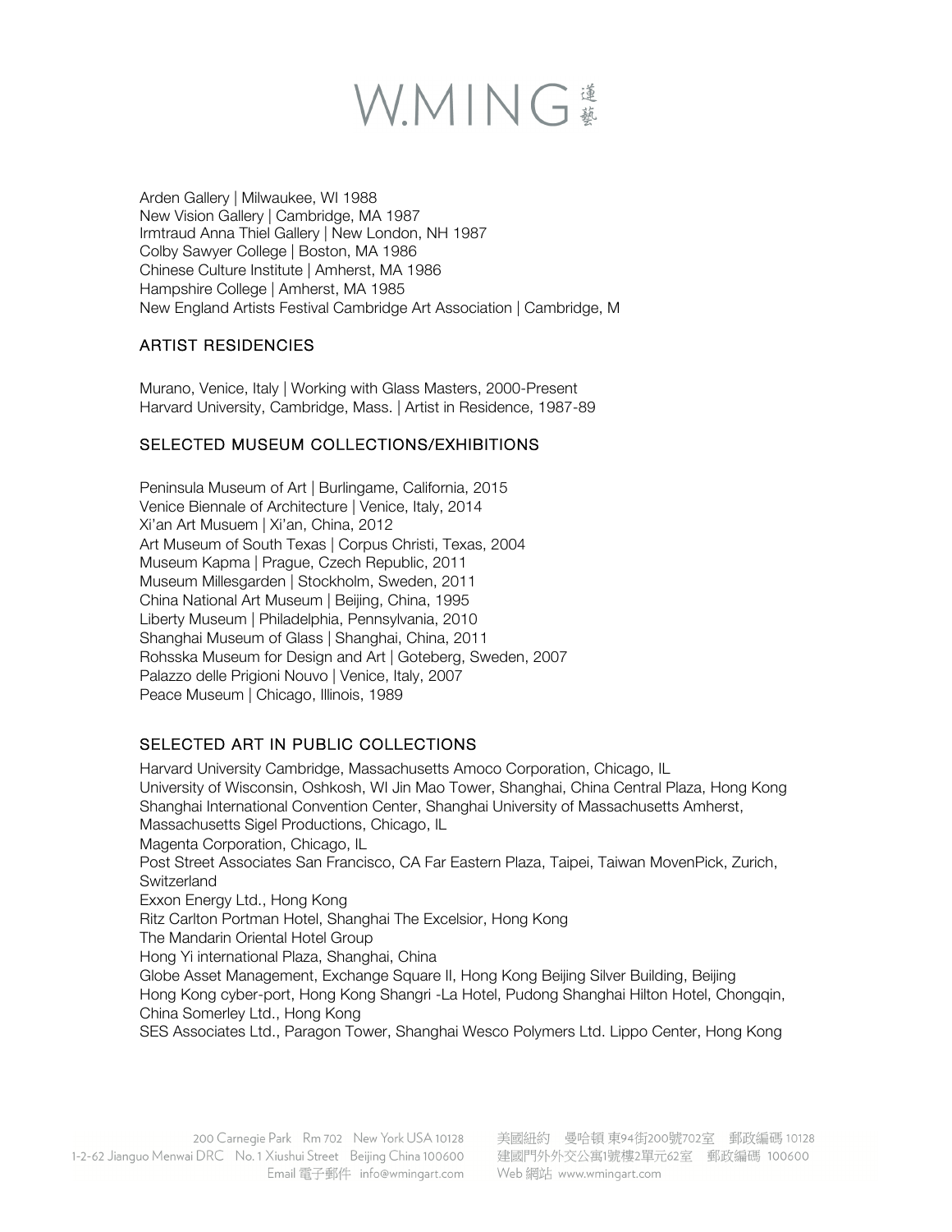Arden Gallery | Milwaukee, WI 1988
New Vision Gallery | Cambridge, MA 1987
Irmtraud Anna Thiel Gallery | New London, NH 1987
Colby Sawyer College | Boston, MA 1986
Chinese Culture Institute | Amherst, MA 1986
Hampshire College | Amherst, MA 1985
New England Artists Festival Cambridge Art Association | Cambridge, M

## ARTIST RESIDENCIES

Murano, Venice, Italy | Working with Glass Masters, 2000-Present
Harvard University, Cambridge, Mass. | Artist in Residence, 1987-89

## SELECTED MUSEUM COLLECTIONS/EXHIBITIONS

Peninsula Museum of Art | Burlingame, California, 2015
Venice Biennale of Architecture | Venice, Italy, 2014
Xi'an Art Musuem | Xi'an, China, 2012
Art Museum of South Texas | Corpus Christi, Texas, 2004
Museum Kapma | Prague, Czech Republic, 2011
Museum Millesgarden | Stockholm, Sweden, 2011
China National Art Museum | Beijing, China, 1995
Liberty Museum | Philadelphia, Pennsylvania, 2010
Shanghai Museum of Glass | Shanghai, China, 2011
Rohsska Museum for Design and Art | Goteberg, Sweden, 2007
Palazzo delle Prigioni Nouvo | Venice, Italy, 2007
Peace Museum | Chicago, Illinois, 1989

## SELECTED ART IN PUBLIC COLLECTIONS

Harvard University Cambridge, Massachusetts Amoco Corporation, Chicago, IL
University of Wisconsin, Oshkosh, WI Jin Mao Tower, Shanghai, China Central Plaza, Hong Kong
Shanghai International Convention Center, Shanghai University of Massachusetts Amherst, Massachusetts Sigel Productions, Chicago, IL
Magenta Corporation, Chicago, IL
Post Street Associates San Francisco, CA Far Eastern Plaza, Taipei, Taiwan MovenPick, Zurich, Switzerland
Exxon Energy Ltd., Hong Kong
Ritz Carlton Portman Hotel, Shanghai The Excelsior, Hong Kong
The Mandarin Oriental Hotel Group
Hong Yi international Plaza, Shanghai, China
Globe Asset Management, Exchange Square II, Hong Kong Beijing Silver Building, Beijing
Hong Kong cyber-port, Hong Kong Shangri -La Hotel, Pudong Shanghai Hilton Hotel, Chongqin, China Somerley Ltd., Hong Kong
SES Associates Ltd., Paragon Tower, Shanghai Wesco Polymers Ltd. Lippo Center, Hong Kong